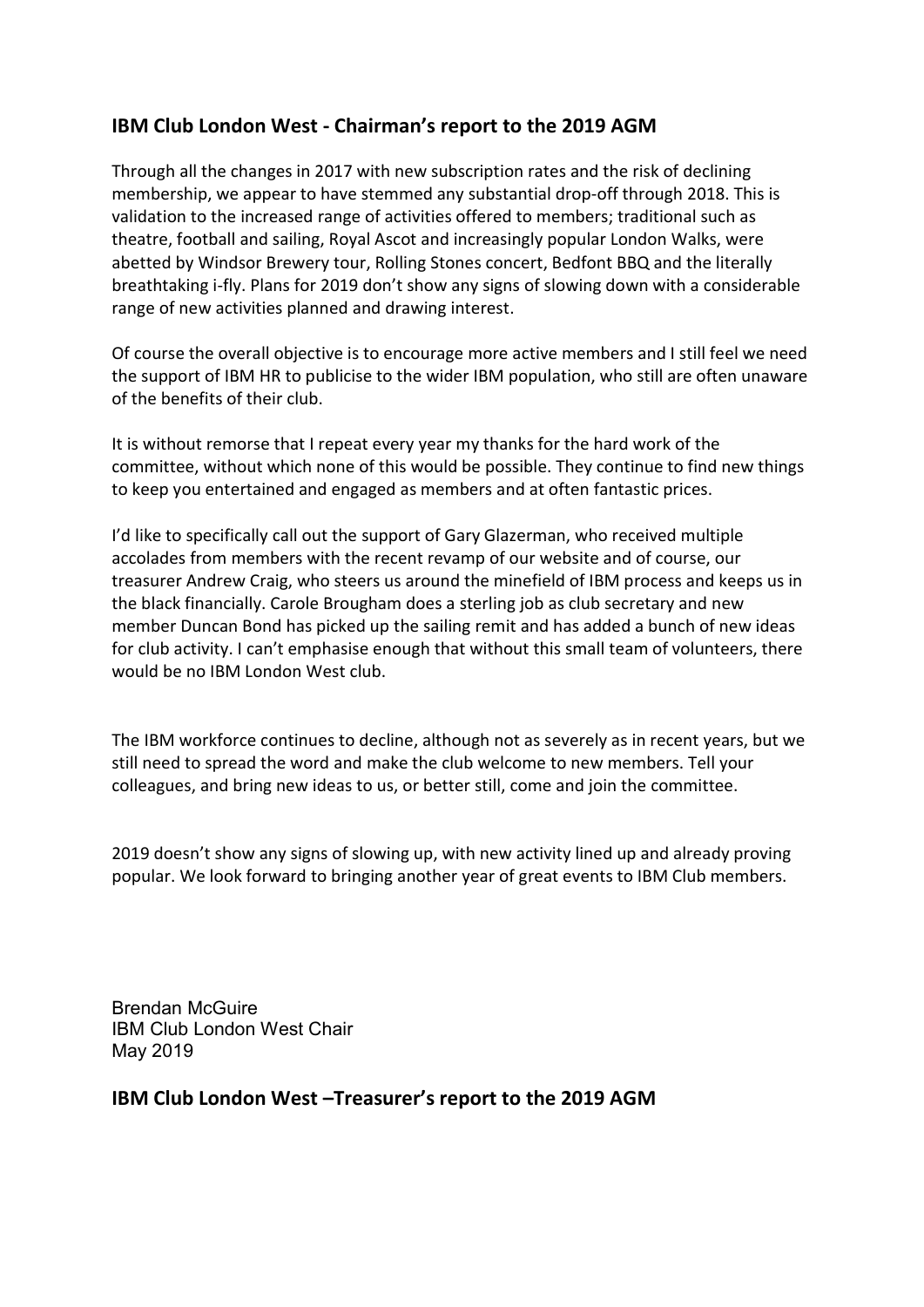## IBM Club London West - Chairman's report to the 2019 AGM

Through all the changes in 2017 with new subscription rates and the risk of declining membership, we appear to have stemmed any substantial drop-off through 2018. This is validation to the increased range of activities offered to members; traditional such as theatre, football and sailing, Royal Ascot and increasingly popular London Walks, were abetted by Windsor Brewery tour, Rolling Stones concert, Bedfont BBQ and the literally breathtaking i-fly. Plans for 2019 don't show any signs of slowing down with a considerable range of new activities planned and drawing interest.

Of course the overall objective is to encourage more active members and I still feel we need the support of IBM HR to publicise to the wider IBM population, who still are often unaware of the benefits of their club.

It is without remorse that I repeat every year my thanks for the hard work of the committee, without which none of this would be possible. They continue to find new things to keep you entertained and engaged as members and at often fantastic prices.

I'd like to specifically call out the support of Gary Glazerman, who received multiple accolades from members with the recent revamp of our website and of course, our treasurer Andrew Craig, who steers us around the minefield of IBM process and keeps us in the black financially. Carole Brougham does a sterling job as club secretary and new member Duncan Bond has picked up the sailing remit and has added a bunch of new ideas for club activity. I can't emphasise enough that without this small team of volunteers, there would be no IBM London West club.

The IBM workforce continues to decline, although not as severely as in recent years, but we still need to spread the word and make the club welcome to new members. Tell your colleagues, and bring new ideas to us, or better still, come and join the committee.

2019 doesn't show any signs of slowing up, with new activity lined up and already proving popular. We look forward to bringing another year of great events to IBM Club members.

Brendan McGuire
IBM Club London West Chair
May 2019

## IBM Club London West –Treasurer's report to the 2019 AGM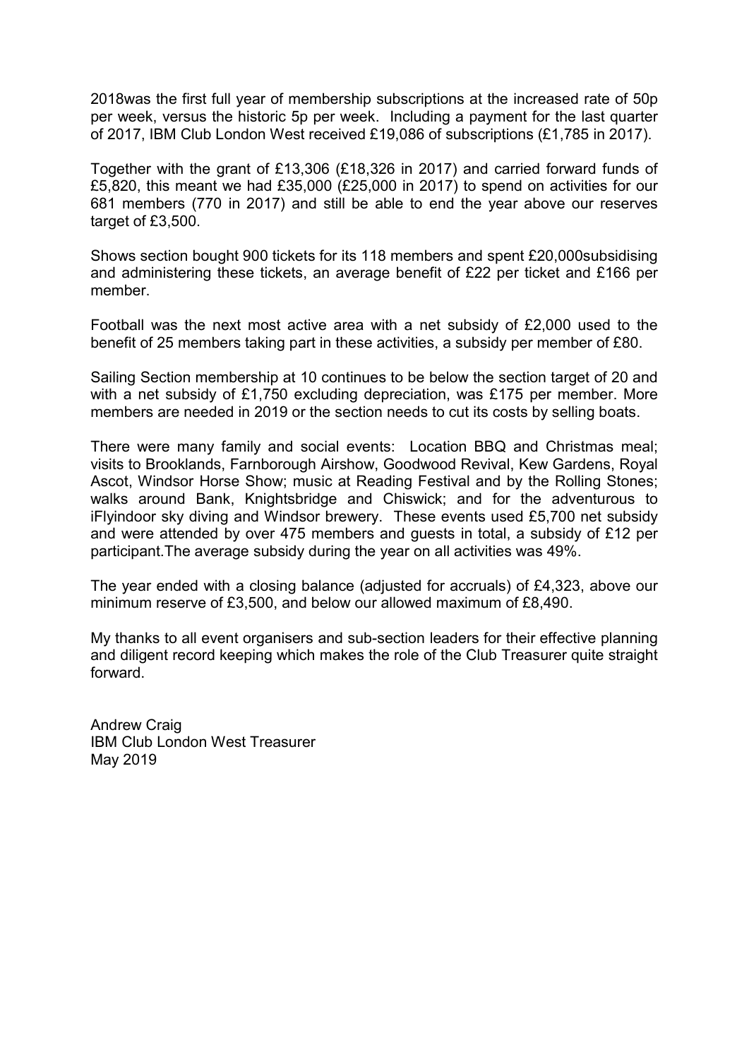2018was the first full year of membership subscriptions at the increased rate of 50p per week, versus the historic 5p per week. Including a payment for the last quarter of 2017, IBM Club London West received £19,086 of subscriptions (£1,785 in 2017).

Together with the grant of £13,306 (£18,326 in 2017) and carried forward funds of £5,820, this meant we had £35,000 (£25,000 in 2017) to spend on activities for our 681 members (770 in 2017) and still be able to end the year above our reserves target of £3,500.

Shows section bought 900 tickets for its 118 members and spent £20,000subsidising and administering these tickets, an average benefit of £22 per ticket and £166 per member.

Football was the next most active area with a net subsidy of £2,000 used to the benefit of 25 members taking part in these activities, a subsidy per member of £80.

Sailing Section membership at 10 continues to be below the section target of 20 and with a net subsidy of £1,750 excluding depreciation, was £175 per member. More members are needed in 2019 or the section needs to cut its costs by selling boats.

There were many family and social events: Location BBQ and Christmas meal; visits to Brooklands, Farnborough Airshow, Goodwood Revival, Kew Gardens, Royal Ascot, Windsor Horse Show; music at Reading Festival and by the Rolling Stones; walks around Bank, Knightsbridge and Chiswick; and for the adventurous to iFlyindoor sky diving and Windsor brewery. These events used £5,700 net subsidy and were attended by over 475 members and guests in total, a subsidy of £12 per participant.The average subsidy during the year on all activities was 49%.

The year ended with a closing balance (adjusted for accruals) of £4,323, above our minimum reserve of £3,500, and below our allowed maximum of £8,490.

My thanks to all event organisers and sub-section leaders for their effective planning and diligent record keeping which makes the role of the Club Treasurer quite straight forward.

Andrew Craig
IBM Club London West Treasurer
May 2019